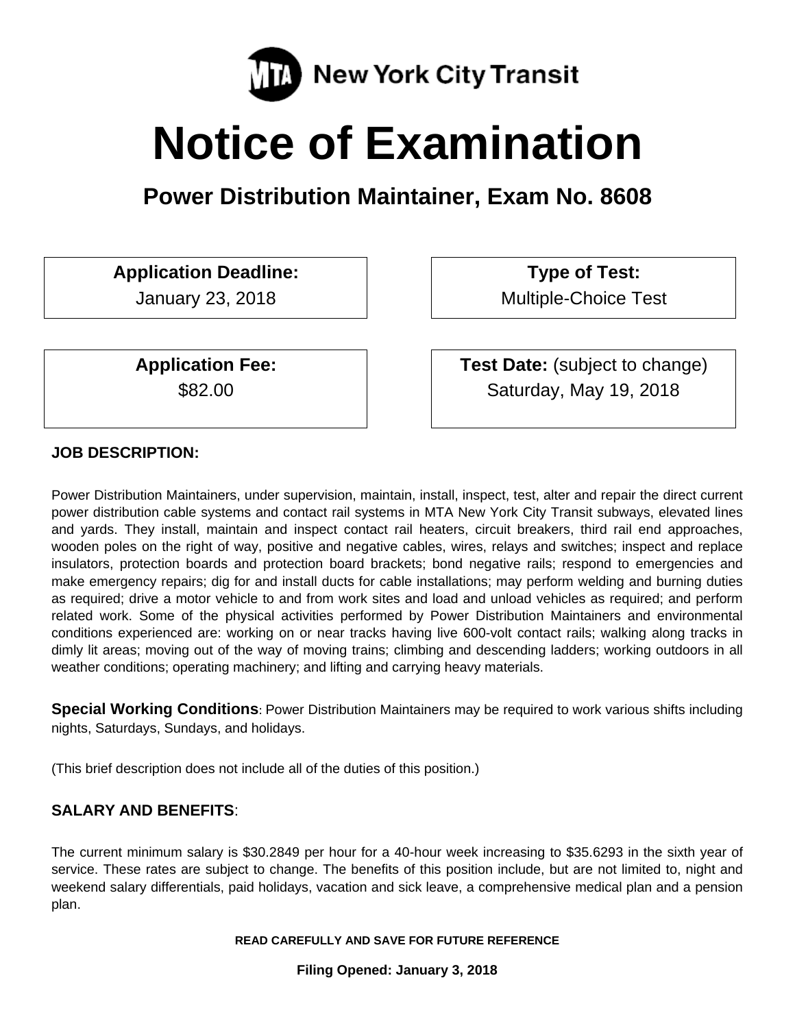New York City Transit

# Notice of Examination

## Power Distribution Maintainer, Exam No. 8608

| **Application Deadline:** | **Type of Test:** |
| --- | --- |
| January 23, 2018 | Multiple-Choice Test |
| **Application Fee:** | **Test Date:** (subject to change) |
| $82.00 | Saturday, May 19, 2018 |

### JOB DESCRIPTION:

Power Distribution Maintainers, under supervision, maintain, install, inspect, test, alter and repair the direct current power distribution cable systems and contact rail systems in MTA New York City Transit subways, elevated lines and yards. They install, maintain and inspect contact rail heaters, circuit breakers, third rail end approaches, wooden poles on the right of way, positive and negative cables, wires, relays and switches; inspect and replace insulators, protection boards and protection board brackets; bond negative rails; respond to emergencies and make emergency repairs; dig for and install ducts for cable installations; may perform welding and burning duties as required; drive a motor vehicle to and from work sites and load and unload vehicles as required; and perform related work. Some of the physical activities performed by Power Distribution Maintainers and environmental conditions experienced are: working on or near tracks having live 600-volt contact rails; walking along tracks in dimly lit areas; moving out of the way of moving trains; climbing and descending ladders; working outdoors in all weather conditions; operating machinery; and lifting and carrying heavy materials.

**Special Working Conditions**: Power Distribution Maintainers may be required to work various shifts including nights, Saturdays, Sundays, and holidays.

(This brief description does not include all of the duties of this position.)

### SALARY AND BENEFITS:

The current minimum salary is $30.2849 per hour for a 40-hour week increasing to $35.6293 in the sixth year of service. These rates are subject to change. The benefits of this position include, but are not limited to, night and weekend salary differentials, paid holidays, vacation and sick leave, a comprehensive medical plan and a pension plan.

**READ CAREFULLY AND SAVE FOR FUTURE REFERENCE**

**Filing Opened: January 3, 2018**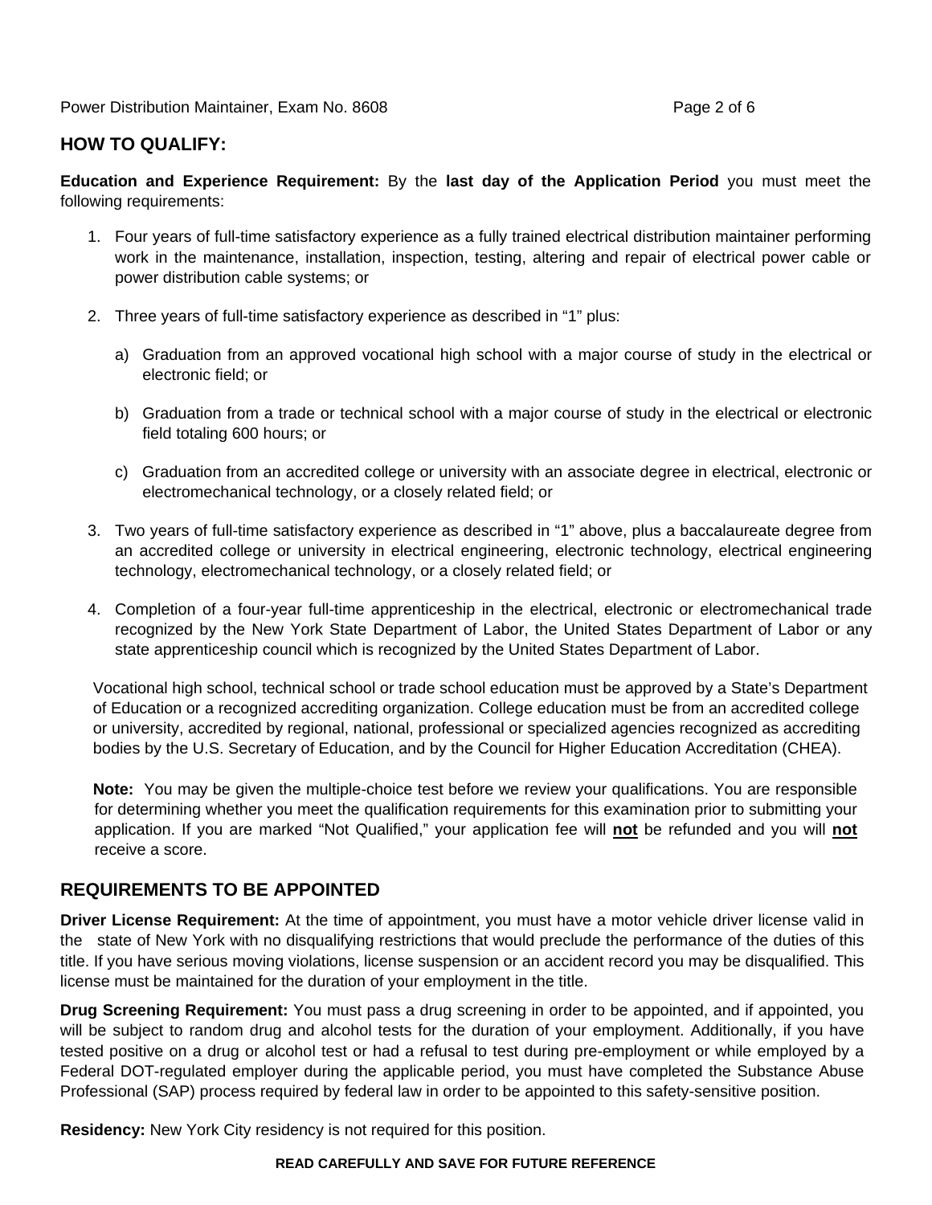## HOW TO QUALIFY:

**Education and Experience Requirement:** By the **last day of the Application Period** you must meet the following requirements:

1. Four years of full-time satisfactory experience as a fully trained electrical distribution maintainer performing work in the maintenance, installation, inspection, testing, altering and repair of electrical power cable or power distribution cable systems; or

2. Three years of full-time satisfactory experience as described in "1" plus:

   a) Graduation from an approved vocational high school with a major course of study in the electrical or electronic field; or

   b) Graduation from a trade or technical school with a major course of study in the electrical or electronic field totaling 600 hours; or

   c) Graduation from an accredited college or university with an associate degree in electrical, electronic or electromechanical technology, or a closely related field; or

3. Two years of full-time satisfactory experience as described in "1" above, plus a baccalaureate degree from an accredited college or university in electrical engineering, electronic technology, electrical engineering technology, electromechanical technology, or a closely related field; or

4. Completion of a four-year full-time apprenticeship in the electrical, electronic or electromechanical trade recognized by the New York State Department of Labor, the United States Department of Labor or any state apprenticeship council which is recognized by the United States Department of Labor.

Vocational high school, technical school or trade school education must be approved by a State's Department of Education or a recognized accrediting organization. College education must be from an accredited college or university, accredited by regional, national, professional or specialized agencies recognized as accrediting bodies by the U.S. Secretary of Education, and by the Council for Higher Education Accreditation (CHEA).

**Note:** You may be given the multiple-choice test before we review your qualifications. You are responsible for determining whether you meet the qualification requirements for this examination prior to submitting your application. If you are marked "Not Qualified," your application fee will **not** be refunded and you will **not** receive a score.

## REQUIREMENTS TO BE APPOINTED

**Driver License Requirement:** At the time of appointment, you must have a motor vehicle driver license valid in the state of New York with no disqualifying restrictions that would preclude the performance of the duties of this title. If you have serious moving violations, license suspension or an accident record you may be disqualified. This license must be maintained for the duration of your employment in the title.

**Drug Screening Requirement:** You must pass a drug screening in order to be appointed, and if appointed, you will be subject to random drug and alcohol tests for the duration of your employment. Additionally, if you have tested positive on a drug or alcohol test or had a refusal to test during pre-employment or while employed by a Federal DOT-regulated employer during the applicable period, you must have completed the Substance Abuse Professional (SAP) process required by federal law in order to be appointed to this safety-sensitive position.

**Residency:** New York City residency is not required for this position.

**READ CAREFULLY AND SAVE FOR FUTURE REFERENCE**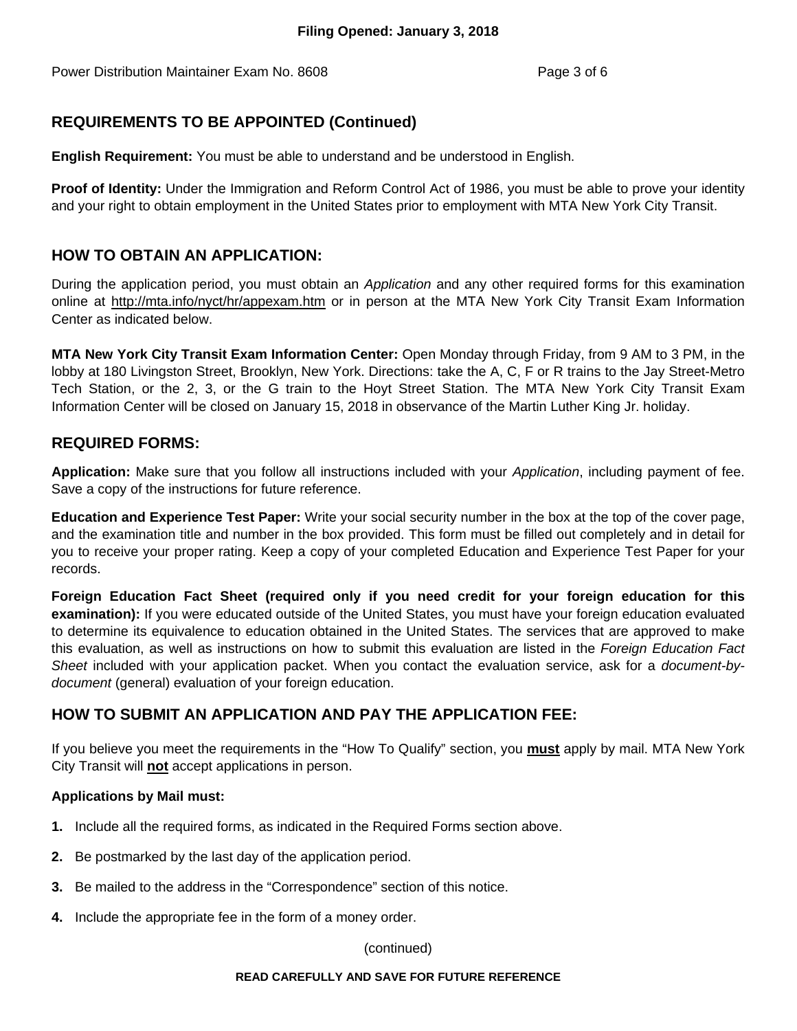## REQUIREMENTS TO BE APPOINTED (Continued)

**English Requirement:** You must be able to understand and be understood in English.

**Proof of Identity:** Under the Immigration and Reform Control Act of 1986, you must be able to prove your identity and your right to obtain employment in the United States prior to employment with MTA New York City Transit.

## HOW TO OBTAIN AN APPLICATION:

During the application period, you must obtain an *Application* and any other required forms for this examination online at http://mta.info/nyct/hr/appexam.htm or in person at the MTA New York City Transit Exam Information Center as indicated below.

**MTA New York City Transit Exam Information Center:** Open Monday through Friday, from 9 AM to 3 PM, in the lobby at 180 Livingston Street, Brooklyn, New York. Directions: take the A, C, F or R trains to the Jay Street-Metro Tech Station, or the 2, 3, or the G train to the Hoyt Street Station. The MTA New York City Transit Exam Information Center will be closed on January 15, 2018 in observance of the Martin Luther King Jr. holiday.

## REQUIRED FORMS:

**Application:** Make sure that you follow all instructions included with your *Application*, including payment of fee. Save a copy of the instructions for future reference.

**Education and Experience Test Paper:** Write your social security number in the box at the top of the cover page, and the examination title and number in the box provided. This form must be filled out completely and in detail for you to receive your proper rating. Keep a copy of your completed Education and Experience Test Paper for your records.

**Foreign Education Fact Sheet (required only if you need credit for your foreign education for this examination):** If you were educated outside of the United States, you must have your foreign education evaluated to determine its equivalence to education obtained in the United States. The services that are approved to make this evaluation, as well as instructions on how to submit this evaluation are listed in the *Foreign Education Fact Sheet* included with your application packet. When you contact the evaluation service, ask for a *document-by-document* (general) evaluation of your foreign education.

## HOW TO SUBMIT AN APPLICATION AND PAY THE APPLICATION FEE:

If you believe you meet the requirements in the "How To Qualify" section, you **must** apply by mail. MTA New York City Transit will **not** accept applications in person.

**Applications by Mail must:**

1. Include all the required forms, as indicated in the Required Forms section above.
2. Be postmarked by the last day of the application period.
3. Be mailed to the address in the "Correspondence" section of this notice.
4. Include the appropriate fee in the form of a money order.

(continued)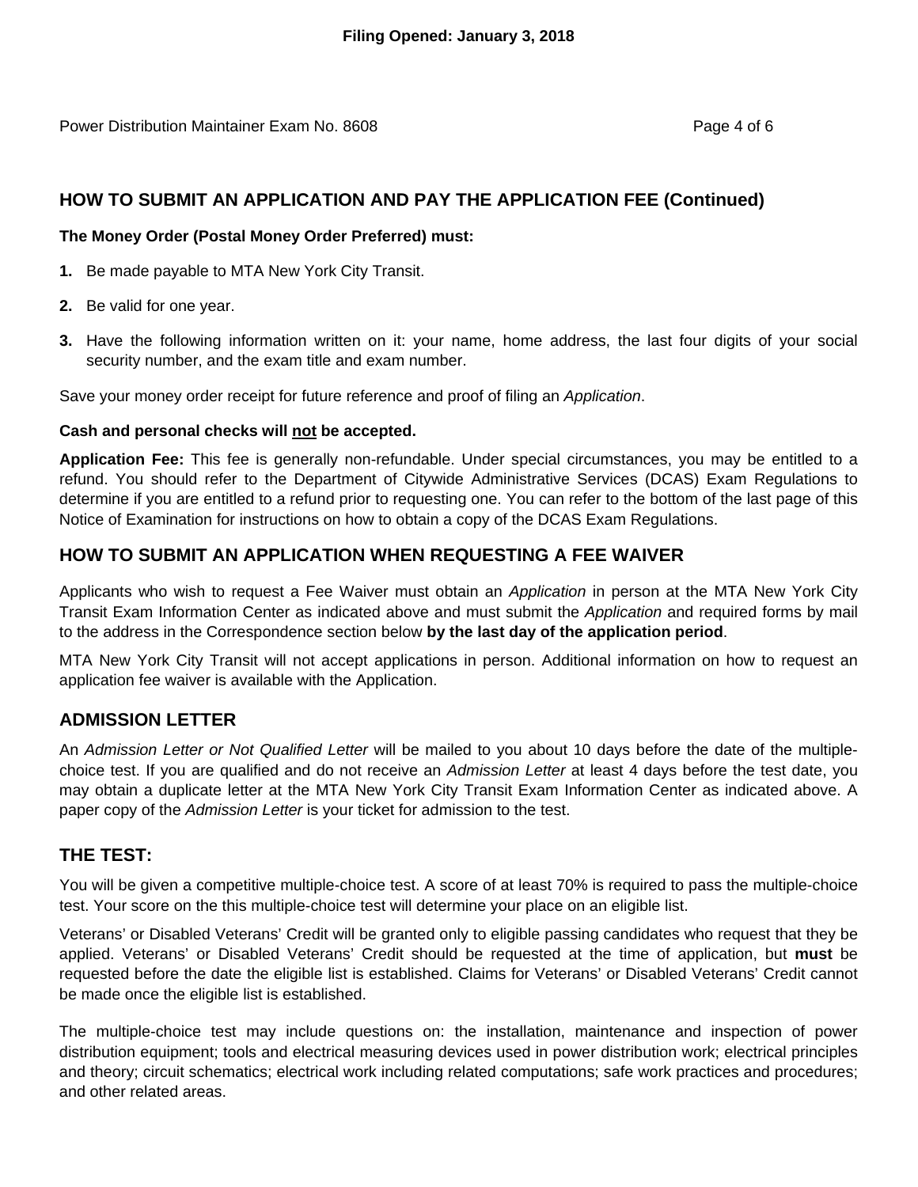## HOW TO SUBMIT AN APPLICATION AND PAY THE APPLICATION FEE (Continued)

**The Money Order (Postal Money Order Preferred) must:**

1. Be made payable to MTA New York City Transit.
2. Be valid for one year.
3. Have the following information written on it: your name, home address, the last four digits of your social security number, and the exam title and exam number.

Save your money order receipt for future reference and proof of filing an *Application*.

**Cash and personal checks will <u>not</u> be accepted.**

**Application Fee:** This fee is generally non-refundable. Under special circumstances, you may be entitled to a refund. You should refer to the Department of Citywide Administrative Services (DCAS) Exam Regulations to determine if you are entitled to a refund prior to requesting one. You can refer to the bottom of the last page of this Notice of Examination for instructions on how to obtain a copy of the DCAS Exam Regulations.

## HOW TO SUBMIT AN APPLICATION WHEN REQUESTING A FEE WAIVER

Applicants who wish to request a Fee Waiver must obtain an *Application* in person at the MTA New York City Transit Exam Information Center as indicated above and must submit the *Application* and required forms by mail to the address in the Correspondence section below **by the last day of the application period**.

MTA New York City Transit will not accept applications in person. Additional information on how to request an application fee waiver is available with the Application.

## ADMISSION LETTER

An *Admission Letter or Not Qualified Letter* will be mailed to you about 10 days before the date of the multiple-choice test. If you are qualified and do not receive an *Admission Letter* at least 4 days before the test date, you may obtain a duplicate letter at the MTA New York City Transit Exam Information Center as indicated above. A paper copy of the *Admission Letter* is your ticket for admission to the test.

## THE TEST:

You will be given a competitive multiple-choice test. A score of at least 70% is required to pass the multiple-choice test. Your score on the this multiple-choice test will determine your place on an eligible list.

Veterans' or Disabled Veterans' Credit will be granted only to eligible passing candidates who request that they be applied. Veterans' or Disabled Veterans' Credit should be requested at the time of application, but **must** be requested before the date the eligible list is established. Claims for Veterans' or Disabled Veterans' Credit cannot be made once the eligible list is established.

The multiple-choice test may include questions on: the installation, maintenance and inspection of power distribution equipment; tools and electrical measuring devices used in power distribution work; electrical principles and theory; circuit schematics; electrical work including related computations; safe work practices and procedures; and other related areas.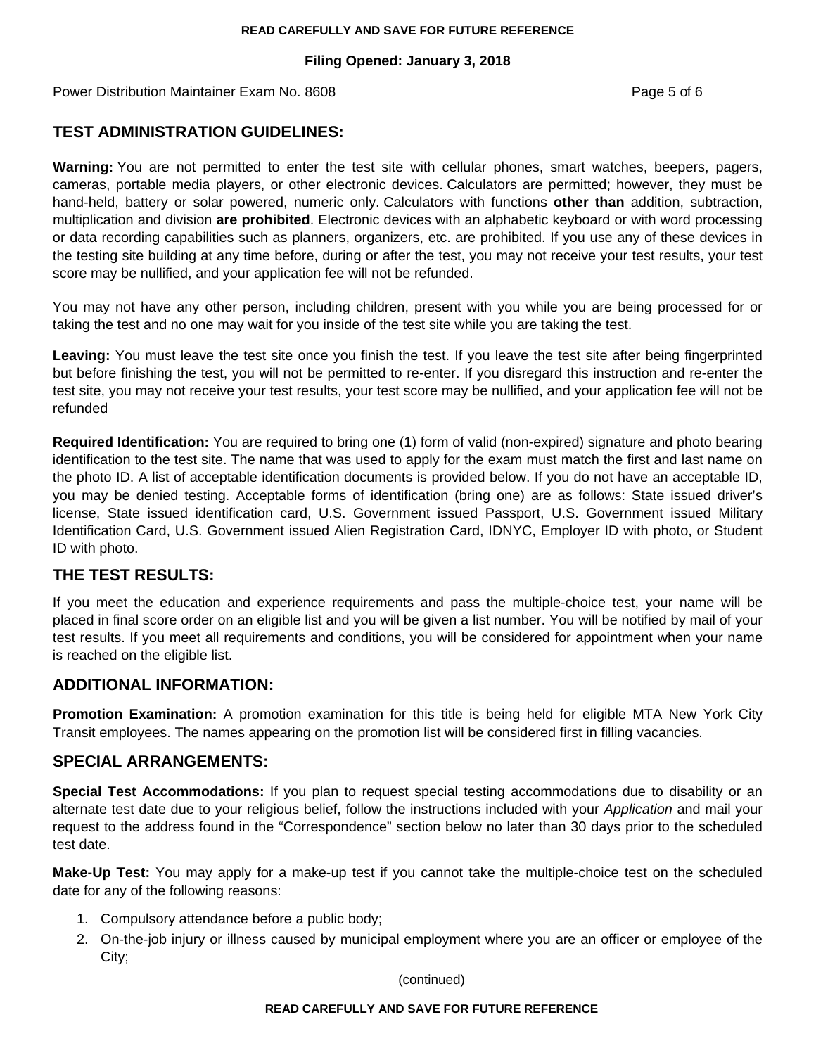## TEST ADMINISTRATION GUIDELINES:

**Warning:** You are not permitted to enter the test site with cellular phones, smart watches, beepers, pagers, cameras, portable media players, or other electronic devices. Calculators are permitted; however, they must be hand-held, battery or solar powered, numeric only. Calculators with functions **other than** addition, subtraction, multiplication and division **are prohibited**. Electronic devices with an alphabetic keyboard or with word processing or data recording capabilities such as planners, organizers, etc. are prohibited. If you use any of these devices in the testing site building at any time before, during or after the test, you may not receive your test results, your test score may be nullified, and your application fee will not be refunded.

You may not have any other person, including children, present with you while you are being processed for or taking the test and no one may wait for you inside of the test site while you are taking the test.

**Leaving:** You must leave the test site once you finish the test. If you leave the test site after being fingerprinted but before finishing the test, you will not be permitted to re-enter. If you disregard this instruction and re-enter the test site, you may not receive your test results, your test score may be nullified, and your application fee will not be refunded

**Required Identification:** You are required to bring one (1) form of valid (non-expired) signature and photo bearing identification to the test site. The name that was used to apply for the exam must match the first and last name on the photo ID. A list of acceptable identification documents is provided below. If you do not have an acceptable ID, you may be denied testing. Acceptable forms of identification (bring one) are as follows: State issued driver's license, State issued identification card, U.S. Government issued Passport, U.S. Government issued Military Identification Card, U.S. Government issued Alien Registration Card, IDNYC, Employer ID with photo, or Student ID with photo.

## THE TEST RESULTS:

If you meet the education and experience requirements and pass the multiple-choice test, your name will be placed in final score order on an eligible list and you will be given a list number. You will be notified by mail of your test results. If you meet all requirements and conditions, you will be considered for appointment when your name is reached on the eligible list.

## ADDITIONAL INFORMATION:

**Promotion Examination:** A promotion examination for this title is being held for eligible MTA New York City Transit employees. The names appearing on the promotion list will be considered first in filling vacancies.

## SPECIAL ARRANGEMENTS:

**Special Test Accommodations:** If you plan to request special testing accommodations due to disability or an alternate test date due to your religious belief, follow the instructions included with your *Application* and mail your request to the address found in the "Correspondence" section below no later than 30 days prior to the scheduled test date.

**Make-Up Test:** You may apply for a make-up test if you cannot take the multiple-choice test on the scheduled date for any of the following reasons:

1. Compulsory attendance before a public body;
2. On-the-job injury or illness caused by municipal employment where you are an officer or employee of the City;

(continued)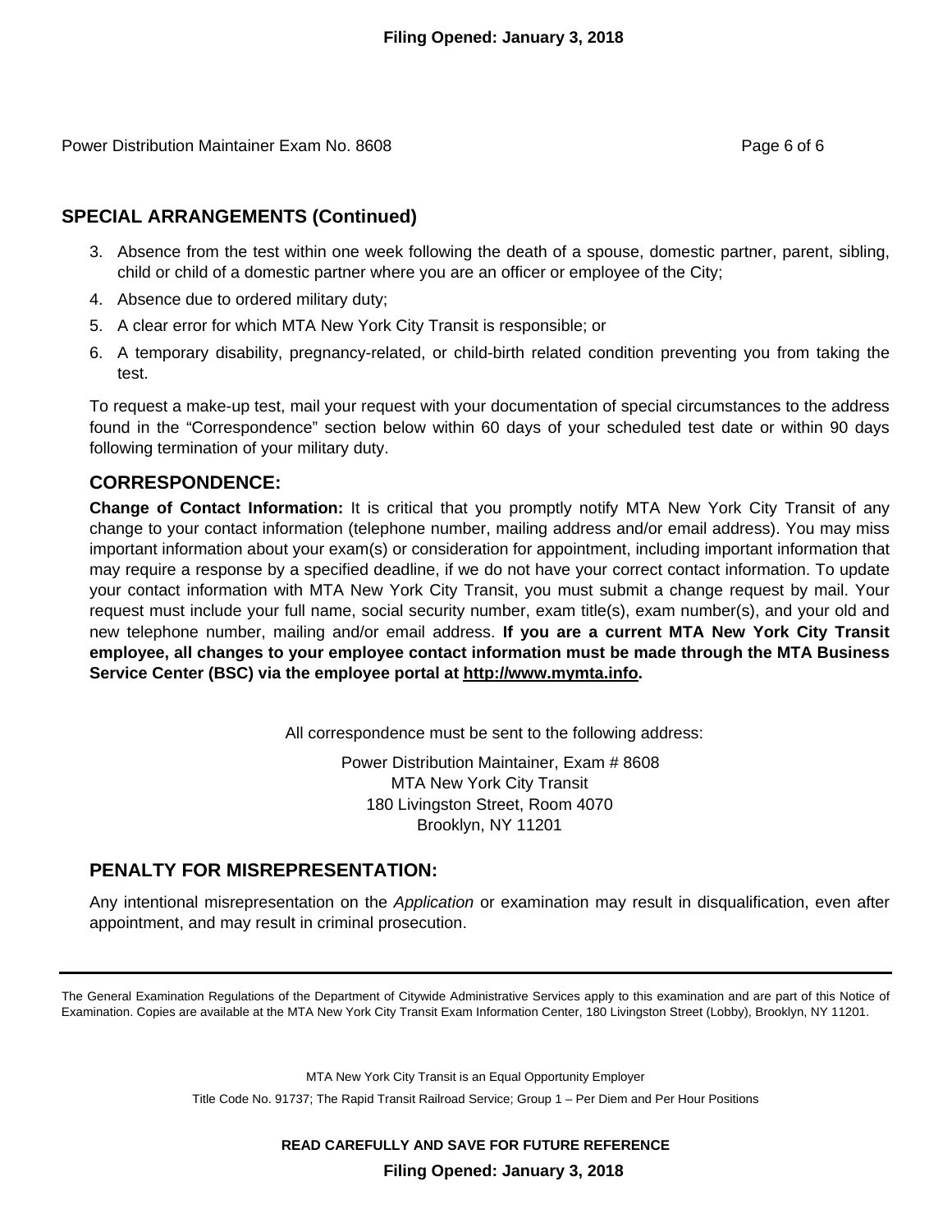## SPECIAL ARRANGEMENTS (Continued)

3. Absence from the test within one week following the death of a spouse, domestic partner, parent, sibling, child or child of a domestic partner where you are an officer or employee of the City;
4. Absence due to ordered military duty;
5. A clear error for which MTA New York City Transit is responsible; or
6. A temporary disability, pregnancy-related, or child-birth related condition preventing you from taking the test.

To request a make-up test, mail your request with your documentation of special circumstances to the address found in the "Correspondence" section below within 60 days of your scheduled test date or within 90 days following termination of your military duty.

## CORRESPONDENCE:

**Change of Contact Information:** It is critical that you promptly notify MTA New York City Transit of any change to your contact information (telephone number, mailing address and/or email address). You may miss important information about your exam(s) or consideration for appointment, including important information that may require a response by a specified deadline, if we do not have your correct contact information. To update your contact information with MTA New York City Transit, you must submit a change request by mail. Your request must include your full name, social security number, exam title(s), exam number(s), and your old and new telephone number, mailing and/or email address. **If you are a current MTA New York City Transit employee, all changes to your employee contact information must be made through the MTA Business Service Center (BSC) via the employee portal at http://www.mymta.info.**

All correspondence must be sent to the following address:

Power Distribution Maintainer, Exam # 8608
MTA New York City Transit
180 Livingston Street, Room 4070
Brooklyn, NY 11201

## PENALTY FOR MISREPRESENTATION:

Any intentional misrepresentation on the *Application* or examination may result in disqualification, even after appointment, and may result in criminal prosecution.

---

The General Examination Regulations of the Department of Citywide Administrative Services apply to this examination and are part of this Notice of Examination. Copies are available at the MTA New York City Transit Exam Information Center, 180 Livingston Street (Lobby), Brooklyn, NY 11201.

MTA New York City Transit is an Equal Opportunity Employer

Title Code No. 91737; The Rapid Transit Railroad Service; Group 1 – Per Diem and Per Hour Positions

**READ CAREFULLY AND SAVE FOR FUTURE REFERENCE**

**Filing Opened: January 3, 2018**